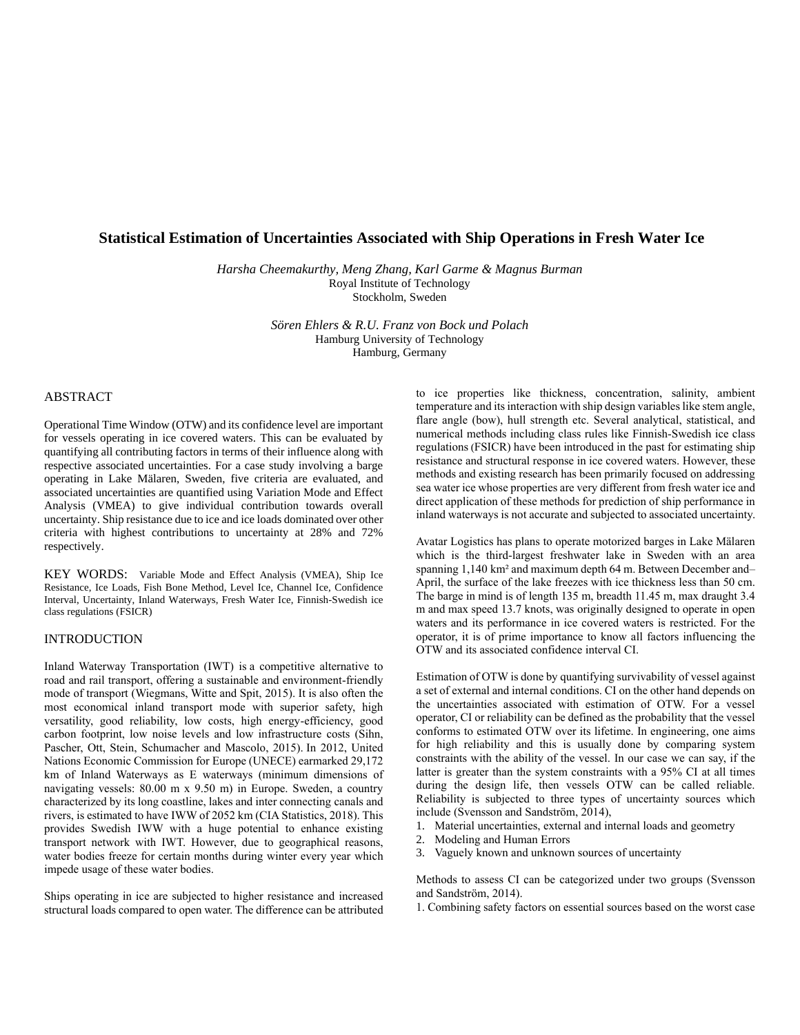# Statistical Estimation of Uncertainties Associated with Ship Operations in Fresh Water Ice

*Harsha Cheemakurthy, Meng Zhang, Karl Garme & Magnus Burman*
Royal Institute of Technology
Stockholm, Sweden

*Sören Ehlers & R.U. Franz von Bock und Polach*
Hamburg University of Technology
Hamburg, Germany

## ABSTRACT

Operational Time Window (OTW) and its confidence level are important for vessels operating in ice covered waters. This can be evaluated by quantifying all contributing factors in terms of their influence along with respective associated uncertainties. For a case study involving a barge operating in Lake Mälaren, Sweden, five criteria are evaluated, and associated uncertainties are quantified using Variation Mode and Effect Analysis (VMEA) to give individual contribution towards overall uncertainty. Ship resistance due to ice and ice loads dominated over other criteria with highest contributions to uncertainty at 28% and 72% respectively.

KEY WORDS: Variable Mode and Effect Analysis (VMEA), Ship Ice Resistance, Ice Loads, Fish Bone Method, Level Ice, Channel Ice, Confidence Interval, Uncertainty, Inland Waterways, Fresh Water Ice, Finnish-Swedish ice class regulations (FSICR)

## INTRODUCTION

Inland Waterway Transportation (IWT) is a competitive alternative to road and rail transport, offering a sustainable and environment-friendly mode of transport (Wiegmans, Witte and Spit, 2015). It is also often the most economical inland transport mode with superior safety, high versatility, good reliability, low costs, high energy-efficiency, good carbon footprint, low noise levels and low infrastructure costs (Sihn, Pascher, Ott, Stein, Schumacher and Mascolo, 2015). In 2012, United Nations Economic Commission for Europe (UNECE) earmarked 29,172 km of Inland Waterways as E waterways (minimum dimensions of navigating vessels: 80.00 m x 9.50 m) in Europe. Sweden, a country characterized by its long coastline, lakes and inter connecting canals and rivers, is estimated to have IWW of 2052 km (CIA Statistics, 2018). This provides Swedish IWW with a huge potential to enhance existing transport network with IWT. However, due to geographical reasons, water bodies freeze for certain months during winter every year which impede usage of these water bodies.

Ships operating in ice are subjected to higher resistance and increased structural loads compared to open water. The difference can be attributed to ice properties like thickness, concentration, salinity, ambient temperature and its interaction with ship design variables like stem angle, flare angle (bow), hull strength etc. Several analytical, statistical, and numerical methods including class rules like Finnish-Swedish ice class regulations (FSICR) have been introduced in the past for estimating ship resistance and structural response in ice covered waters. However, these methods and existing research has been primarily focused on addressing sea water ice whose properties are very different from fresh water ice and direct application of these methods for prediction of ship performance in inland waterways is not accurate and subjected to associated uncertainty.

Avatar Logistics has plans to operate motorized barges in Lake Mälaren which is the third-largest freshwater lake in Sweden with an area spanning 1,140 km² and maximum depth 64 m. Between December and–April, the surface of the lake freezes with ice thickness less than 50 cm. The barge in mind is of length 135 m, breadth 11.45 m, max draught 3.4 m and max speed 13.7 knots, was originally designed to operate in open waters and its performance in ice covered waters is restricted. For the operator, it is of prime importance to know all factors influencing the OTW and its associated confidence interval CI.

Estimation of OTW is done by quantifying survivability of vessel against a set of external and internal conditions. CI on the other hand depends on the uncertainties associated with estimation of OTW. For a vessel operator, CI or reliability can be defined as the probability that the vessel conforms to estimated OTW over its lifetime. In engineering, one aims for high reliability and this is usually done by comparing system constraints with the ability of the vessel. In our case we can say, if the latter is greater than the system constraints with a 95% CI at all times during the design life, then vessels OTW can be called reliable. Reliability is subjected to three types of uncertainty sources which include (Svensson and Sandström, 2014),

1. Material uncertainties, external and internal loads and geometry
2. Modeling and Human Errors
3. Vaguely known and unknown sources of uncertainty

Methods to assess CI can be categorized under two groups (Svensson and Sandström, 2014).

1. Combining safety factors on essential sources based on the worst case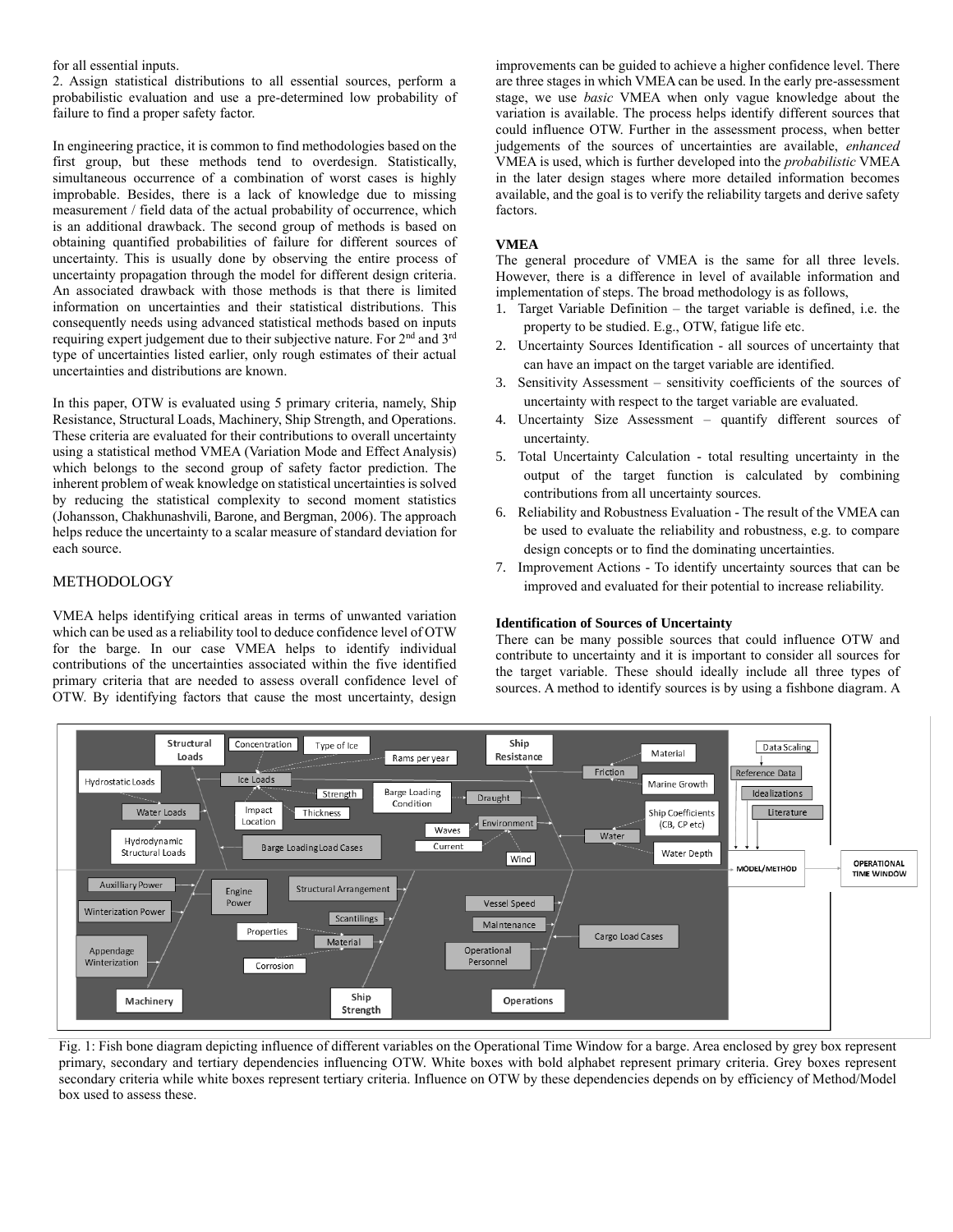for all essential inputs.

2. Assign statistical distributions to all essential sources, perform a probabilistic evaluation and use a pre-determined low probability of failure to find a proper safety factor.

In engineering practice, it is common to find methodologies based on the first group, but these methods tend to overdesign. Statistically, simultaneous occurrence of a combination of worst cases is highly improbable. Besides, there is a lack of knowledge due to missing measurement / field data of the actual probability of occurrence, which is an additional drawback. The second group of methods is based on obtaining quantified probabilities of failure for different sources of uncertainty. This is usually done by observing the entire process of uncertainty propagation through the model for different design criteria. An associated drawback with those methods is that there is limited information on uncertainties and their statistical distributions. This consequently needs using advanced statistical methods based on inputs requiring expert judgement due to their subjective nature. For 2nd and 3rd type of uncertainties listed earlier, only rough estimates of their actual uncertainties and distributions are known.

In this paper, OTW is evaluated using 5 primary criteria, namely, Ship Resistance, Structural Loads, Machinery, Ship Strength, and Operations. These criteria are evaluated for their contributions to overall uncertainty using a statistical method VMEA (Variation Mode and Effect Analysis) which belongs to the second group of safety factor prediction. The inherent problem of weak knowledge on statistical uncertainties is solved by reducing the statistical complexity to second moment statistics (Johansson, Chakhunashvili, Barone, and Bergman, 2006). The approach helps reduce the uncertainty to a scalar measure of standard deviation for each source.

## METHODOLOGY

VMEA helps identifying critical areas in terms of unwanted variation which can be used as a reliability tool to deduce confidence level of OTW for the barge. In our case VMEA helps to identify individual contributions of the uncertainties associated within the five identified primary criteria that are needed to assess overall confidence level of OTW. By identifying factors that cause the most uncertainty, design improvements can be guided to achieve a higher confidence level. There are three stages in which VMEA can be used. In the early pre-assessment stage, we use *basic* VMEA when only vague knowledge about the variation is available. The process helps identify different sources that could influence OTW. Further in the assessment process, when better judgements of the sources of uncertainties are available, *enhanced* VMEA is used, which is further developed into the *probabilistic* VMEA in the later design stages where more detailed information becomes available, and the goal is to verify the reliability targets and derive safety factors.

### VMEA

The general procedure of VMEA is the same for all three levels. However, there is a difference in level of available information and implementation of steps. The broad methodology is as follows,

1. Target Variable Definition – the target variable is defined, i.e. the property to be studied. E.g., OTW, fatigue life etc.
2. Uncertainty Sources Identification - all sources of uncertainty that can have an impact on the target variable are identified.
3. Sensitivity Assessment – sensitivity coefficients of the sources of uncertainty with respect to the target variable are evaluated.
4. Uncertainty Size Assessment – quantify different sources of uncertainty.
5. Total Uncertainty Calculation - total resulting uncertainty in the output of the target function is calculated by combining contributions from all uncertainty sources.
6. Reliability and Robustness Evaluation - The result of the VMEA can be used to evaluate the reliability and robustness, e.g. to compare design concepts or to find the dominating uncertainties.
7. Improvement Actions - To identify uncertainty sources that can be improved and evaluated for their potential to increase reliability.

### Identification of Sources of Uncertainty

There can be many possible sources that could influence OTW and contribute to uncertainty and it is important to consider all sources for the target variable. These should ideally include all three types of sources. A method to identify sources is by using a fishbone diagram. A

Fig. 1: Fish bone diagram depicting influence of different variables on the Operational Time Window for a barge. Area enclosed by grey box represent primary, secondary and tertiary dependencies influencing OTW. White boxes with bold alphabet represent primary criteria. Grey boxes represent secondary criteria while white boxes represent tertiary criteria. Influence on OTW by these dependencies depends on by efficiency of Method/Model box used to assess these.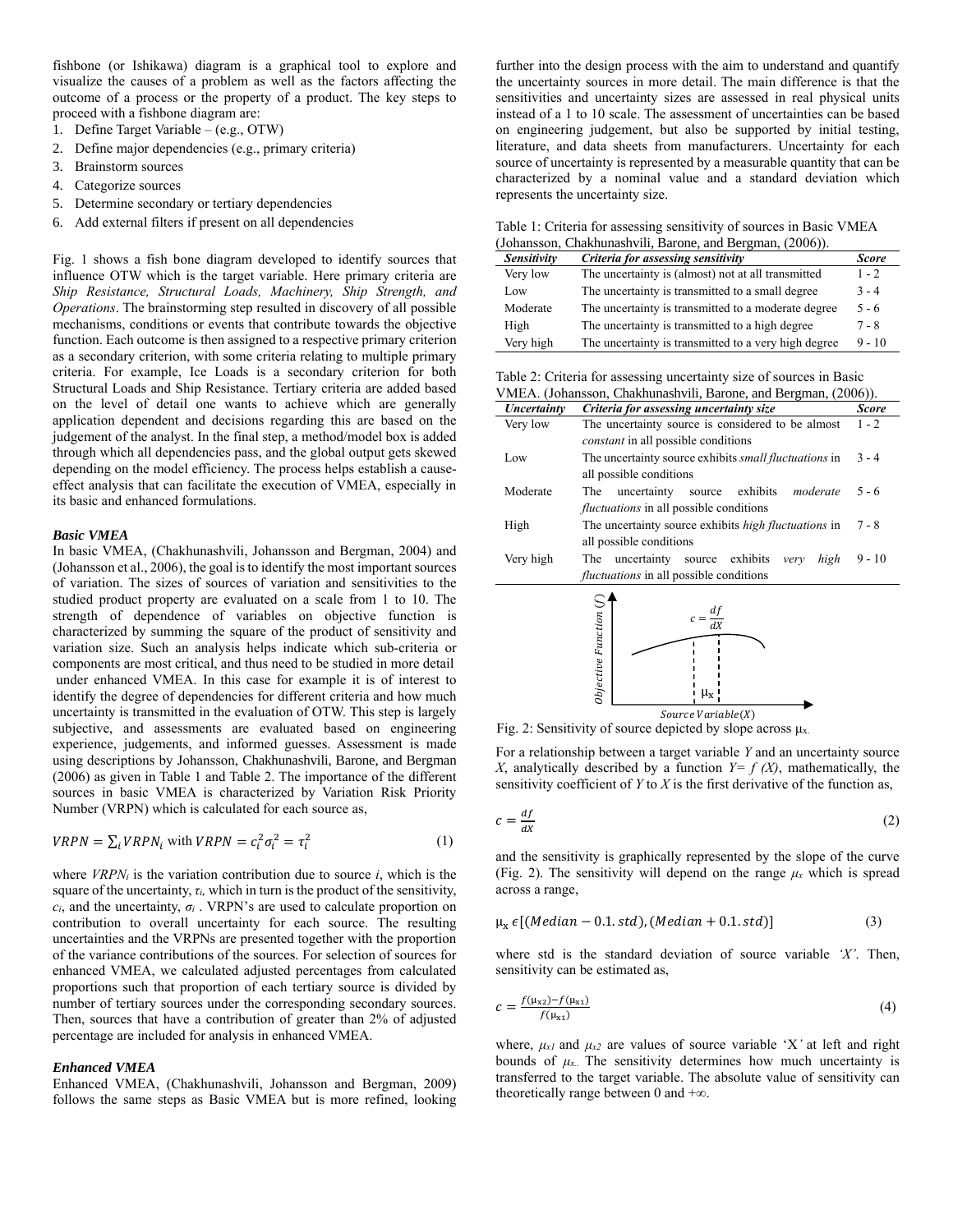fishbone (or Ishikawa) diagram is a graphical tool to explore and visualize the causes of a problem as well as the factors affecting the outcome of a process or the property of a product. The key steps to proceed with a fishbone diagram are:

1. Define Target Variable – (e.g., OTW)
2. Define major dependencies (e.g., primary criteria)
3. Brainstorm sources
4. Categorize sources
5. Determine secondary or tertiary dependencies
6. Add external filters if present on all dependencies

Fig. 1 shows a fish bone diagram developed to identify sources that influence OTW which is the target variable. Here primary criteria are *Ship Resistance, Structural Loads, Machinery, Ship Strength, and Operations*. The brainstorming step resulted in discovery of all possible mechanisms, conditions or events that contribute towards the objective function. Each outcome is then assigned to a respective primary criterion as a secondary criterion, with some criteria relating to multiple primary criteria. For example, Ice Loads is a secondary criterion for both Structural Loads and Ship Resistance. Tertiary criteria are added based on the level of detail one wants to achieve which are generally application dependent and decisions regarding this are based on the judgement of the analyst. In the final step, a method/model box is added through which all dependencies pass, and the global output gets skewed depending on the model efficiency. The process helps establish a cause-effect analysis that can facilitate the execution of VMEA, especially in its basic and enhanced formulations.

### *Basic VMEA*

In basic VMEA, (Chakhunashvili, Johansson and Bergman, 2004) and (Johansson et al., 2006), the goal is to identify the most important sources of variation. The sizes of sources of variation and sensitivities to the studied product property are evaluated on a scale from 1 to 10. The strength of dependence of variables on objective function is characterized by summing the square of the product of sensitivity and variation size. Such an analysis helps indicate which sub-criteria or components are most critical, and thus need to be studied in more detail under enhanced VMEA. In this case for example it is of interest to identify the degree of dependencies for different criteria and how much uncertainty is transmitted in the evaluation of OTW. This step is largely subjective, and assessments are evaluated based on engineering experience, judgements, and informed guesses. Assessment is made using descriptions by Johansson, Chakhunashvili, Barone, and Bergman (2006) as given in Table 1 and Table 2. The importance of the different sources in basic VMEA is characterized by Variation Risk Priority Number (VRPN) which is calculated for each source as,

$$VRPN = \sum_i VRPN_i \text{ with } VRPN = c_i^2 \sigma_i^2 = \tau_i^2 \tag{1}$$

where $VRPN_i$ is the variation contribution due to source $i$, which is the square of the uncertainty, $\tau_i$, which in turn is the product of the sensitivity, $c_i$, and the uncertainty, $\sigma_i$ . VRPN's are used to calculate proportion on contribution to overall uncertainty for each source. The resulting uncertainties and the VRPNs are presented together with the proportion of the variance contributions of the sources. For selection of sources for enhanced VMEA, we calculated adjusted percentages from calculated proportions such that proportion of each tertiary source is divided by number of tertiary sources under the corresponding secondary sources. Then, sources that have a contribution of greater than 2% of adjusted percentage are included for analysis in enhanced VMEA.

### *Enhanced VMEA*

Enhanced VMEA, (Chakhunashvili, Johansson and Bergman, 2009) follows the same steps as Basic VMEA but is more refined, looking further into the design process with the aim to understand and quantify the uncertainty sources in more detail. The main difference is that the sensitivities and uncertainty sizes are assessed in real physical units instead of a 1 to 10 scale. The assessment of uncertainties can be based on engineering judgement, but also be supported by initial testing, literature, and data sheets from manufacturers. Uncertainty for each source of uncertainty is represented by a measurable quantity that can be characterized by a nominal value and a standard deviation which represents the uncertainty size.

Table 1: Criteria for assessing sensitivity of sources in Basic VMEA (Johansson, Chakhunashvili, Barone, and Bergman, (2006)).

| *Sensitivity* | *Criteria for assessing sensitivity* | *Score* |
|---|---|---|
| Very low | The uncertainty is (almost) not at all transmitted | 1 - 2 |
| Low | The uncertainty is transmitted to a small degree | 3 - 4 |
| Moderate | The uncertainty is transmitted to a moderate degree | 5 - 6 |
| High | The uncertainty is transmitted to a high degree | 7 - 8 |
| Very high | The uncertainty is transmitted to a very high degree | 9 - 10 |

Table 2: Criteria for assessing uncertainty size of sources in Basic VMEA. (Johansson, Chakhunashvili, Barone, and Bergman, (2006)).

| *Uncertainty* | *Criteria for assessing uncertainty size* | *Score* |
|---|---|---|
| Very low | The uncertainty source is considered to be almost *constant* in all possible conditions | 1 - 2 |
| Low | The uncertainty source exhibits *small fluctuations* in all possible conditions | 3 - 4 |
| Moderate | The uncertainty source exhibits *moderate fluctuations* in all possible conditions | 5 - 6 |
| High | The uncertainty source exhibits *high fluctuations* in all possible conditions | 7 - 8 |
| Very high | The uncertainty source exhibits *very high fluctuations* in all possible conditions | 9 - 10 |

Fig. 2: Sensitivity of source depicted by slope across $\mu_x$.

For a relationship between a target variable *Y* and an uncertainty source *X*, analytically described by a function $Y= f(X)$, mathematically, the sensitivity coefficient of *Y* to *X* is the first derivative of the function as,

$$c = \frac{df}{dX} \tag{2}$$

and the sensitivity is graphically represented by the slope of the curve (Fig. 2). The sensitivity will depend on the range $\mu_x$ which is spread across a range,

$$\mu_x \epsilon [(Median - 0.1.std), (Median + 0.1.std)] \tag{3}$$

where std is the standard deviation of source variable *'X'*. Then, sensitivity can be estimated as,

$$c = \frac{f(\mu_{x2}) - f(\mu_{x1})}{f(\mu_{x1})} \tag{4}$$

where, $\mu_{x1}$ and $\mu_{x2}$ are values of source variable 'X' at left and right bounds of $\mu_x$. The sensitivity determines how much uncertainty is transferred to the target variable. The absolute value of sensitivity can theoretically range between 0 and $+\infty$.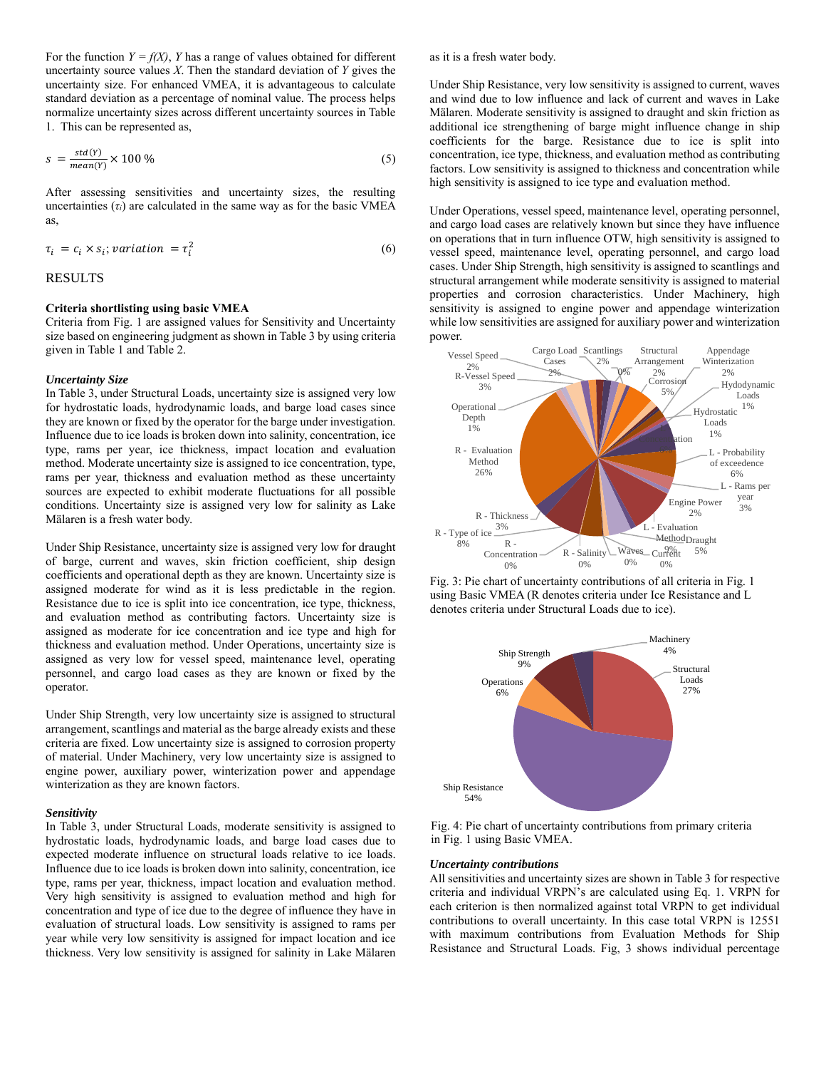For the function $Y = f(X)$, $Y$ has a range of values obtained for different uncertainty source values $X$. Then the standard deviation of $Y$ gives the uncertainty size. For enhanced VMEA, it is advantageous to calculate standard deviation as a percentage of nominal value. The process helps normalize uncertainty sizes across different uncertainty sources in Table 1. This can be represented as,

$$s = \frac{std(Y)}{mean(Y)} \times 100\ \% \tag{5}$$

After assessing sensitivities and uncertainty sizes, the resulting uncertainties ($\tau_i$) are calculated in the same way as for the basic VMEA as,

$$\tau_i = c_i \times s_i;\ variation = \tau_i^2 \tag{6}$$

# RESULTS

**Criteria shortlisting using basic VMEA**

Criteria from Fig. 1 are assigned values for Sensitivity and Uncertainty size based on engineering judgment as shown in Table 3 by using criteria given in Table 1 and Table 2.

***Uncertainty Size***

In Table 3, under Structural Loads, uncertainty size is assigned very low for hydrostatic loads, hydrodynamic loads, and barge load cases since they are known or fixed by the operator for the barge under investigation. Influence due to ice loads is broken down into salinity, concentration, ice type, rams per year, ice thickness, impact location and evaluation method. Moderate uncertainty size is assigned to ice concentration, type, rams per year, thickness and evaluation method as these uncertainty sources are expected to exhibit moderate fluctuations for all possible conditions. Uncertainty size is assigned very low for salinity as Lake Mälaren is a fresh water body.

Under Ship Resistance, uncertainty size is assigned very low for draught of barge, current and waves, skin friction coefficient, ship design coefficients and operational depth as they are known. Uncertainty size is assigned moderate for wind as it is less predictable in the region. Resistance due to ice is split into ice concentration, ice type, thickness, and evaluation method as contributing factors. Uncertainty size is assigned as moderate for ice concentration and ice type and high for thickness and evaluation method. Under Operations, uncertainty size is assigned as very low for vessel speed, maintenance level, operating personnel, and cargo load cases as they are known or fixed by the operator.

Under Ship Strength, very low uncertainty size is assigned to structural arrangement, scantlings and material as the barge already exists and these criteria are fixed. Low uncertainty size is assigned to corrosion property of material. Under Machinery, very low uncertainty size is assigned to engine power, auxiliary power, winterization power and appendage winterization as they are known factors.

***Sensitivity***

In Table 3, under Structural Loads, moderate sensitivity is assigned to hydrostatic loads, hydrodynamic loads, and barge load cases due to expected moderate influence on structural loads relative to ice loads. Influence due to ice loads is broken down into salinity, concentration, ice type, rams per year, thickness, impact location and evaluation method. Very high sensitivity is assigned to evaluation method and high for concentration and type of ice due to the degree of influence they have in evaluation of structural loads. Low sensitivity is assigned to rams per year while very low sensitivity is assigned for impact location and ice thickness. Very low sensitivity is assigned for salinity in Lake Mälaren as it is a fresh water body.

Under Ship Resistance, very low sensitivity is assigned to current, waves and wind due to low influence and lack of current and waves in Lake Mälaren. Moderate sensitivity is assigned to draught and skin friction as additional ice strengthening of barge might influence change in ship coefficients for the barge. Resistance due to ice is split into concentration, ice type, thickness, and evaluation method as contributing factors. Low sensitivity is assigned to thickness and concentration while high sensitivity is assigned to ice type and evaluation method.

Under Operations, vessel speed, maintenance level, operating personnel, and cargo load cases are relatively known but since they have influence on operations that in turn influence OTW, high sensitivity is assigned to vessel speed, maintenance level, operating personnel, and cargo load cases. Under Ship Strength, high sensitivity is assigned to scantlings and structural arrangement while moderate sensitivity is assigned to material properties and corrosion characteristics. Under Machinery, high sensitivity is assigned to engine power and appendage winterization while low sensitivities are assigned for auxiliary power and winterization power.

Fig. 3: Pie chart of uncertainty contributions of all criteria in Fig. 1 using Basic VMEA (R denotes criteria under Ice Resistance and L denotes criteria under Structural Loads due to ice).

Fig. 4: Pie chart of uncertainty contributions from primary criteria in Fig. 1 using Basic VMEA.

***Uncertainty contributions***

All sensitivities and uncertainty sizes are shown in Table 3 for respective criteria and individual VRPN's are calculated using Eq. 1. VRPN for each criterion is then normalized against total VRPN to get individual contributions to overall uncertainty. In this case total VRPN is 12551 with maximum contributions from Evaluation Methods for Ship Resistance and Structural Loads. Fig, 3 shows individual percentage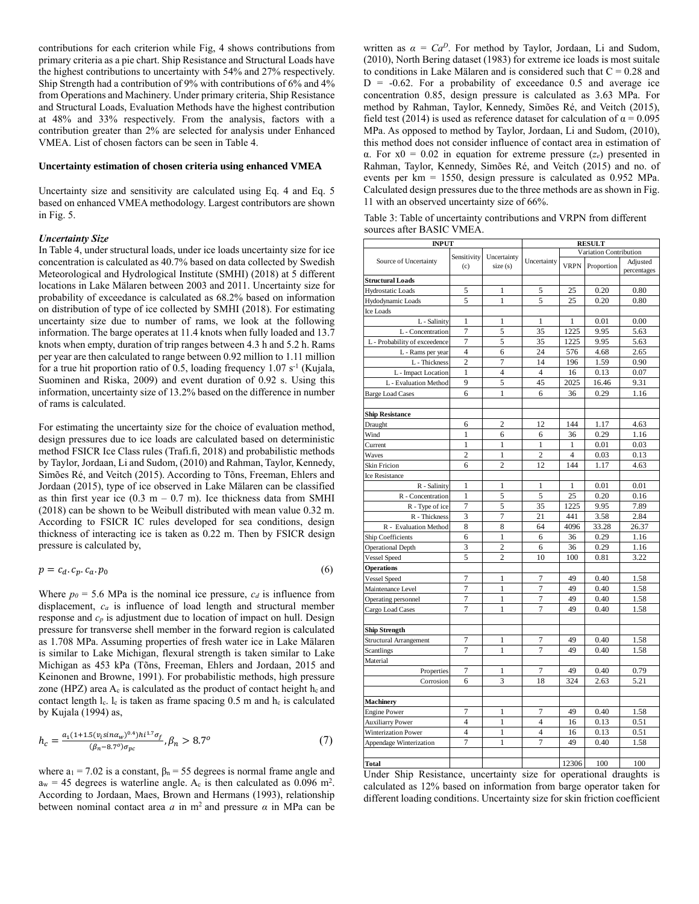contributions for each criterion while Fig, 4 shows contributions from primary criteria as a pie chart. Ship Resistance and Structural Loads have the highest contributions to uncertainty with 54% and 27% respectively. Ship Strength had a contribution of 9% with contributions of 6% and 4% from Operations and Machinery. Under primary criteria, Ship Resistance and Structural Loads, Evaluation Methods have the highest contribution at 48% and 33% respectively. From the analysis, factors with a contribution greater than 2% are selected for analysis under Enhanced VMEA. List of chosen factors can be seen in Table 4.

**Uncertainty estimation of chosen criteria using enhanced VMEA**

Uncertainty size and sensitivity are calculated using Eq. 4 and Eq. 5 based on enhanced VMEA methodology. Largest contributors are shown in Fig. 5.

***Uncertainty Size***

In Table 4, under structural loads, under ice loads uncertainty size for ice concentration is calculated as 40.7% based on data collected by Swedish Meteorological and Hydrological Institute (SMHI) (2018) at 5 different locations in Lake Mälaren between 2003 and 2011. Uncertainty size for probability of exceedance is calculated as 68.2% based on information on distribution of type of ice collected by SMHI (2018). For estimating uncertainty size due to number of rams, we look at the following information. The barge operates at 11.4 knots when fully loaded and 13.7 knots when empty, duration of trip ranges between 4.3 h and 5.2 h. Rams per year are then calculated to range between 0.92 million to 1.11 million for a true hit proportion ratio of 0.5, loading frequency 1.07 $s^{-1}$ (Kujala, Suominen and Riska, 2009) and event duration of 0.92 s. Using this information, uncertainty size of 13.2% based on the difference in number of rams is calculated.

For estimating the uncertainty size for the choice of evaluation method, design pressures due to ice loads are calculated based on deterministic method FSICR Ice Class rules (Trafi.fi, 2018) and probabilistic methods by Taylor, Jordaan, Li and Sudom, (2010) and Rahman, Taylor, Kennedy, Simões Ré, and Veitch (2015). According to Tõns, Freeman, Ehlers and Jordaan (2015), type of ice observed in Lake Mälaren can be classified as thin first year ice (0.3 m – 0.7 m). Ice thickness data from SMHI (2018) can be shown to be Weibull distributed with mean value 0.32 m. According to FSICR IC rules developed for sea conditions, design thickness of interacting ice is taken as 0.22 m. Then by FSICR design pressure is calculated by,

$$p = c_d . c_p . c_a . p_0 \tag{6}$$

Where $p_0$ = 5.6 MPa is the nominal ice pressure, $c_d$ is influence from displacement, $c_a$ is influence of load length and structural member response and $c_p$ is adjustment due to location of impact on hull. Design pressure for transverse shell member in the forward region is calculated as 1.708 MPa. Assuming properties of fresh water ice in Lake Mälaren is similar to Lake Michigan, flexural strength is taken similar to Lake Michigan as 453 kPa (Tõns, Freeman, Ehlers and Jordaan, 2015 and Keinonen and Browne, 1991). For probabilistic methods, high pressure zone (HPZ) area $A_c$ is calculated as the product of contact height $h_c$ and contact length $l_c$. $l_c$ is taken as frame spacing 0.5 m and $h_c$ is calculated by Kujala (1994) as,

$$h_c = \frac{a_1(1+1.5(v_i sin\alpha_w)^{0.4})hi^{1.7}\sigma_f}{(\beta_n - 8.7^o)\sigma_{pc}}, \beta_n > 8.7^o \tag{7}$$

where $a_1$ = 7.02 is a constant, $\beta_n$ = 55 degrees is normal frame angle and $a_w$ = 45 degrees is waterline angle. $A_c$ is then calculated as 0.096 $m^2$. According to Jordaan, Maes, Brown and Hermans (1993), relationship between nominal contact area $a$ in $m^2$ and pressure $\alpha$ in MPa can be written as $\alpha = Ca^D$. For method by Taylor, Jordaan, Li and Sudom, (2010), North Bering dataset (1983) for extreme ice loads is most suitale to conditions in Lake Mälaren and is considered such that C = 0.28 and D = -0.62. For a probability of exceedance 0.5 and average ice concentration 0.85, design pressure is calculated as 3.63 MPa. For method by Rahman, Taylor, Kennedy, Simões Ré, and Veitch (2015), field test (2014) is used as reference dataset for calculation of α = 0.095 MPa. As opposed to method by Taylor, Jordaan, Li and Sudom, (2010), this method does not consider influence of contact area in estimation of α. For x0 = 0.02 in equation for extreme pressure ($z_e$) presented in Rahman, Taylor, Kennedy, Simões Ré, and Veitch (2015) and no. of events per km = 1550, design pressure is calculated as 0.952 MPa. Calculated design pressures due to the three methods are as shown in Fig. 11 with an observed uncertainty size of 66%.

Table 3: Table of uncertainty contributions and VRPN from different sources after BASIC VMEA.

| INPUT | | | RESULT | | | |
|---|---|---|---|---|---|---|
| | | | | Variation Contribution | | |
| Source of Uncertainty | Sensitivity (c) | Uncertainty size (s) | Uncertainty | VRPN | Proportion | Adjusted percentages |
| **Structural Loads** | | | | | | |
| Hydrostatic Loads | 5 | 1 | 5 | 25 | 0.20 | 0.80 |
| Hydodynamic Loads | 5 | 1 | 5 | 25 | 0.20 | 0.80 |
| Ice Loads | | | | | | |
| L - Salinity | 1 | 1 | 1 | 1 | 0.01 | 0.00 |
| L - Concentration | 7 | 5 | 35 | 1225 | 9.95 | 5.63 |
| L - Probability of exceedence | 7 | 5 | 35 | 1225 | 9.95 | 5.63 |
| L - Rams per year | 4 | 6 | 24 | 576 | 4.68 | 2.65 |
| L - Thickness | 2 | 7 | 14 | 196 | 1.59 | 0.90 |
| L - Impact Location | 1 | 4 | 4 | 16 | 0.13 | 0.07 |
| L - Evaluation Method | 9 | 5 | 45 | 2025 | 16.46 | 9.31 |
| Barge Load Cases | 6 | 1 | 6 | 36 | 0.29 | 1.16 |
| | | | | | | |
| **Ship Resistance** | | | | | | |
| Draught | 6 | 2 | 12 | 144 | 1.17 | 4.63 |
| Wind | 1 | 6 | 6 | 36 | 0.29 | 1.16 |
| Current | 1 | 1 | 1 | 1 | 0.01 | 0.03 |
| Waves | 2 | 1 | 2 | 4 | 0.03 | 0.13 |
| Skin Fricion | 6 | 2 | 12 | 144 | 1.17 | 4.63 |
| Ice Resistance | | | | | | |
| R - Salinity | 1 | 1 | 1 | 1 | 0.01 | 0.01 |
| R - Concentration | 1 | 5 | 5 | 25 | 0.20 | 0.16 |
| R - Type of ice | 7 | 5 | 35 | 1225 | 9.95 | 7.89 |
| R - Thickness | 3 | 7 | 21 | 441 | 3.58 | 2.84 |
| R - Evaluation Method | 8 | 8 | 64 | 4096 | 33.28 | 26.37 |
| Ship Coefficients | 6 | 1 | 6 | 36 | 0.29 | 1.16 |
| Operational Depth | 3 | 2 | 6 | 36 | 0.29 | 1.16 |
| Vessel Speed | 5 | 2 | 10 | 100 | 0.81 | 3.22 |
| **Operations** | | | | | | |
| Vessel Speed | 7 | 1 | 7 | 49 | 0.40 | 1.58 |
| Maintenance Level | 7 | 1 | 7 | 49 | 0.40 | 1.58 |
| Operating personnel | 7 | 1 | 7 | 49 | 0.40 | 1.58 |
| Cargo Load Cases | 7 | 1 | 7 | 49 | 0.40 | 1.58 |
| | | | | | | |
| **Ship Strength** | | | | | | |
| Structural Arrangement | 7 | 1 | 7 | 49 | 0.40 | 1.58 |
| Scantlings | 7 | 1 | 7 | 49 | 0.40 | 1.58 |
| Material | | | | | | |
| Properties | 7 | 1 | 7 | 49 | 0.40 | 0.79 |
| Corrosion | 6 | 3 | 18 | 324 | 2.63 | 5.21 |
| | | | | | | |
| **Machinery** | | | | | | |
| Engine Power | 7 | 1 | 7 | 49 | 0.40 | 1.58 |
| Auxiliarry Power | 4 | 1 | 4 | 16 | 0.13 | 0.51 |
| Winterization Power | 4 | 1 | 4 | 16 | 0.13 | 0.51 |
| Appendage Winterization | 7 | 1 | 7 | 49 | 0.40 | 1.58 |
| | | | | | | |
| **Total** | | | | 12306 | 100 | 100 |

Under Ship Resistance, uncertainty size for operational draughts is calculated as 12% based on information from barge operator taken for different loading conditions. Uncertainty size for skin friction coefficient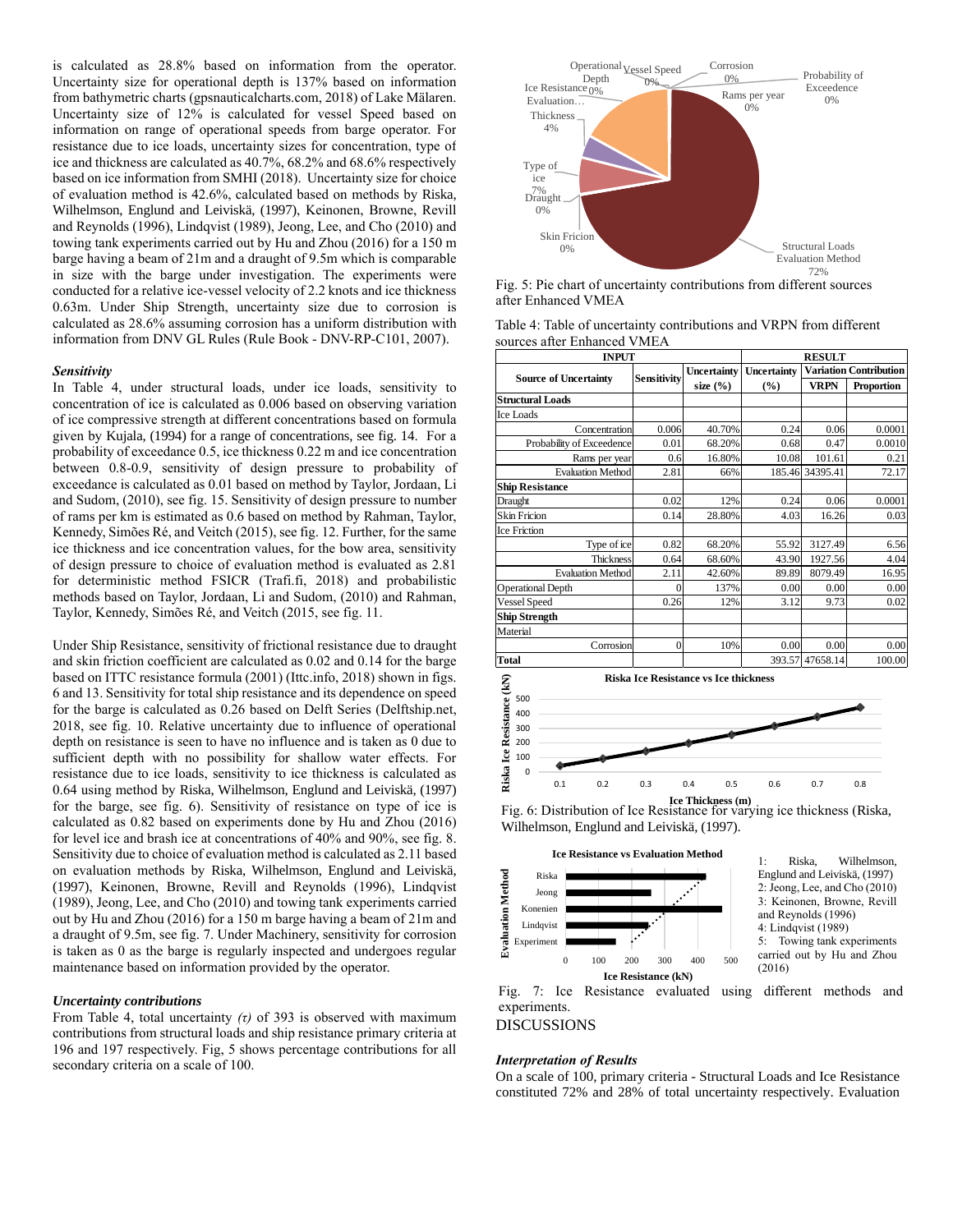is calculated as 28.8% based on information from the operator. Uncertainty size for operational depth is 137% based on information from bathymetric charts (gpsnauticalcharts.com, 2018) of Lake Mälaren. Uncertainty size of 12% is calculated for vessel Speed based on information on range of operational speeds from barge operator. For resistance due to ice loads, uncertainty sizes for concentration, type of ice and thickness are calculated as 40.7%, 68.2% and 68.6% respectively based on ice information from SMHI (2018). Uncertainty size for choice of evaluation method is 42.6%, calculated based on methods by Riska, Wilhelmson, Englund and Leiviskä, (1997), Keinonen, Browne, Revill and Reynolds (1996), Lindqvist (1989), Jeong, Lee, and Cho (2010) and towing tank experiments carried out by Hu and Zhou (2016) for a 150 m barge having a beam of 21m and a draught of 9.5m which is comparable in size with the barge under investigation. The experiments were conducted for a relative ice-vessel velocity of 2.2 knots and ice thickness 0.63m. Under Ship Strength, uncertainty size due to corrosion is calculated as 28.6% assuming corrosion has a uniform distribution with information from DNV GL Rules (Rule Book - DNV-RP-C101, 2007).

### *Sensitivity*

In Table 4, under structural loads, under ice loads, sensitivity to concentration of ice is calculated as 0.006 based on observing variation of ice compressive strength at different concentrations based on formula given by Kujala, (1994) for a range of concentrations, see fig. 14. For a probability of exceedance 0.5, ice thickness 0.22 m and ice concentration between 0.8-0.9, sensitivity of design pressure to probability of exceedance is calculated as 0.01 based on method by Taylor, Jordaan, Li and Sudom, (2010), see fig. 15. Sensitivity of design pressure to number of rams per km is estimated as 0.6 based on method by Rahman, Taylor, Kennedy, Simões Ré, and Veitch (2015), see fig. 12. Further, for the same ice thickness and ice concentration values, for the bow area, sensitivity of design pressure to choice of evaluation method is evaluated as 2.81 for deterministic method FSICR (Trafi.fi, 2018) and probabilistic methods based on Taylor, Jordaan, Li and Sudom, (2010) and Rahman, Taylor, Kennedy, Simões Ré, and Veitch (2015, see fig. 11.

Under Ship Resistance, sensitivity of frictional resistance due to draught and skin friction coefficient are calculated as 0.02 and 0.14 for the barge based on ITTC resistance formula (2001) (Ittc.info, 2018) shown in figs. 6 and 13. Sensitivity for total ship resistance and its dependence on speed for the barge is calculated as 0.26 based on Delft Series (Delftship.net, 2018, see fig. 10. Relative uncertainty due to influence of operational depth on resistance is seen to have no influence and is taken as 0 due to sufficient depth with no possibility for shallow water effects. For resistance due to ice loads, sensitivity to ice thickness is calculated as 0.64 using method by Riska, Wilhelmson, Englund and Leiviskä, (1997) for the barge, see fig. 6). Sensitivity of resistance on type of ice is calculated as 0.82 based on experiments done by Hu and Zhou (2016) for level ice and brash ice at concentrations of 40% and 90%, see fig. 8. Sensitivity due to choice of evaluation method is calculated as 2.11 based on evaluation methods by Riska, Wilhelmson, Englund and Leiviskä, (1997), Keinonen, Browne, Revill and Reynolds (1996), Lindqvist (1989), Jeong, Lee, and Cho (2010) and towing tank experiments carried out by Hu and Zhou (2016) for a 150 m barge having a beam of 21m and a draught of 9.5m, see fig. 7. Under Machinery, sensitivity for corrosion is taken as 0 as the barge is regularly inspected and undergoes regular maintenance based on information provided by the operator.

### *Uncertainty contributions*

From Table 4, total uncertainty *(τ)* of 393 is observed with maximum contributions from structural loads and ship resistance primary criteria at 196 and 197 respectively. Fig, 5 shows percentage contributions for all secondary criteria on a scale of 100.

Fig. 5: Pie chart of uncertainty contributions from different sources after Enhanced VMEA

Table 4: Table of uncertainty contributions and VRPN from different sources after Enhanced VMEA

| INPUT | | | RESULT | | |
|---|---|---|---|---|---|
| Source of Uncertainty | Sensitivity | Uncertainty size (%) | Uncertainty (%) | Variation Contribution | |
| | | | | VRPN | Proportion |
| **Structural Loads** | | | | | |
| Ice Loads | | | | | |
| Concentration | 0.006 | 40.70% | 0.24 | 0.06 | 0.0001 |
| Probability of Exceedence | 0.01 | 68.20% | 0.68 | 0.47 | 0.0010 |
| Rams per year | 0.6 | 16.80% | 10.08 | 101.61 | 0.21 |
| Evaluation Method | 2.81 | 66% | 185.46 | 34395.41 | 72.17 |
| **Ship Resistance** | | | | | |
| Draught | 0.02 | 12% | 0.24 | 0.06 | 0.0001 |
| Skin Fricion | 0.14 | 28.80% | 4.03 | 16.26 | 0.03 |
| Ice Friction | | | | | |
| Type of ice | 0.82 | 68.20% | 55.92 | 3127.49 | 6.56 |
| Thickness | 0.64 | 68.60% | 43.90 | 1927.56 | 4.04 |
| Evaluation Method | 2.11 | 42.60% | 89.89 | 8079.49 | 16.95 |
| Operational Depth | 0 | 137% | 0.00 | 0.00 | 0.00 |
| Vessel Speed | 0.26 | 12% | 3.12 | 9.73 | 0.02 |
| **Ship Strength** | | | | | |
| Material | | | | | |
| Corrosion | 0 | 10% | 0.00 | 0.00 | 0.00 |
| **Total** | | | 393.57 | 47658.14 | 100.00 |

Fig. 6: Distribution of Ice Resistance for varying ice thickness (Riska, Wilhelmson, Englund and Leiviskä, (1997).

1: Riska, Wilhelmson, Englund and Leiviskä, (1997)
2: Jeong, Lee, and Cho (2010)
3: Keinonen, Browne, Revill and Reynolds (1996)
4: Lindqvist (1989)
5: Towing tank experiments carried out by Hu and Zhou (2016)

Fig. 7: Ice Resistance evaluated using different methods and experiments.

## DISCUSSIONS

### *Interpretation of Results*

On a scale of 100, primary criteria - Structural Loads and Ice Resistance constituted 72% and 28% of total uncertainty respectively. Evaluation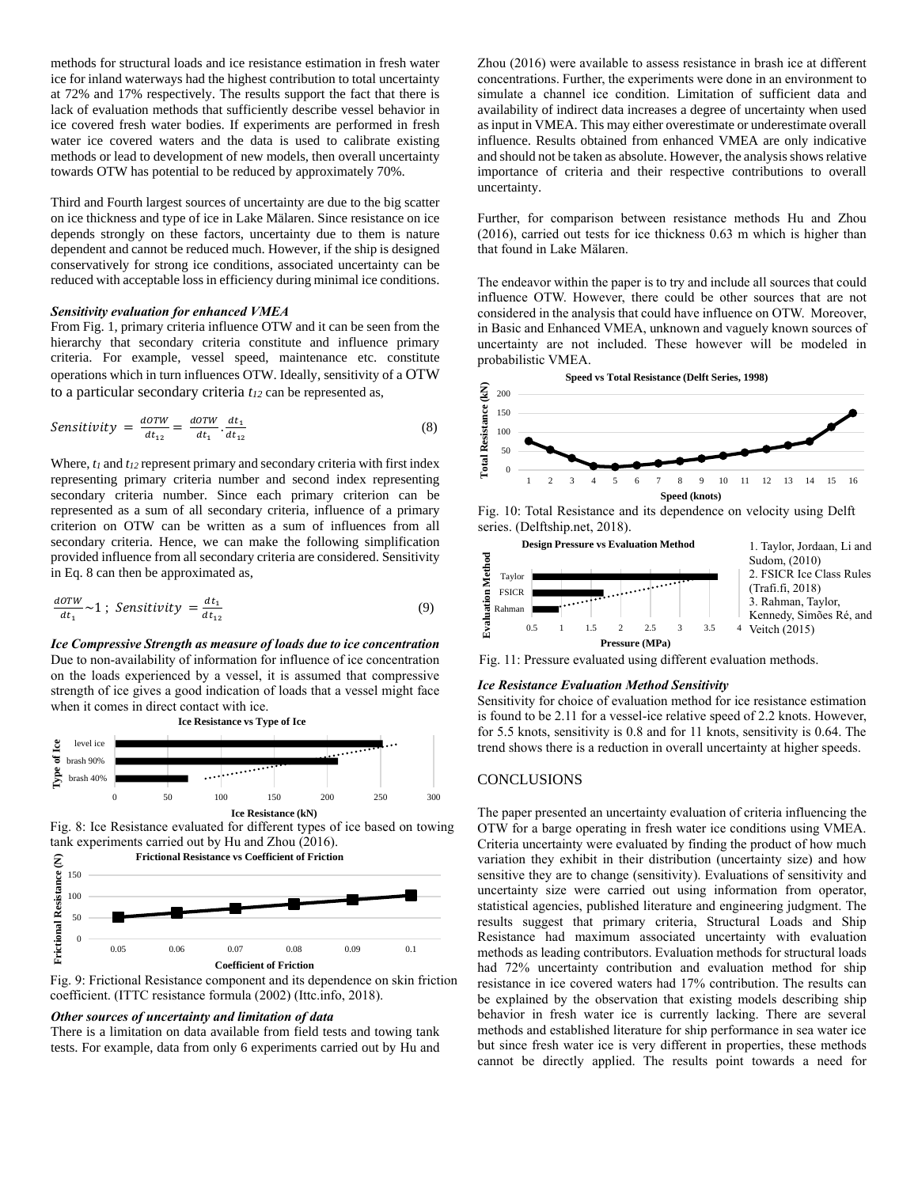methods for structural loads and ice resistance estimation in fresh water ice for inland waterways had the highest contribution to total uncertainty at 72% and 17% respectively. The results support the fact that there is lack of evaluation methods that sufficiently describe vessel behavior in ice covered fresh water bodies. If experiments are performed in fresh water ice covered waters and the data is used to calibrate existing methods or lead to development of new models, then overall uncertainty towards OTW has potential to be reduced by approximately 70%.

Third and Fourth largest sources of uncertainty are due to the big scatter on ice thickness and type of ice in Lake Mälaren. Since resistance on ice depends strongly on these factors, uncertainty due to them is nature dependent and cannot be reduced much. However, if the ship is designed conservatively for strong ice conditions, associated uncertainty can be reduced with acceptable loss in efficiency during minimal ice conditions.

***Sensitivity evaluation for enhanced VMEA***

From Fig. 1, primary criteria influence OTW and it can be seen from the hierarchy that secondary criteria constitute and influence primary criteria. For example, vessel speed, maintenance etc. constitute operations which in turn influences OTW. Ideally, sensitivity of a OTW to a particular secondary criteria $t_{12}$ can be represented as,

$$Sensitivity = \frac{dOTW}{dt_{12}} = \frac{dOTW}{dt_1} \cdot \frac{dt_1}{dt_{12}} \tag{8}$$

Where, $t_1$ and $t_{12}$ represent primary and secondary criteria with first index representing primary criteria number and second index representing secondary criteria number. Since each primary criterion can be represented as a sum of all secondary criteria, influence of a primary criterion on OTW can be written as a sum of influences from all secondary criteria. Hence, we can make the following simplification provided influence from all secondary criteria are considered. Sensitivity in Eq. 8 can then be approximated as,

$$\frac{dOTW}{dt_1} \sim 1 \; ; \; Sensitivity = \frac{dt_1}{dt_{12}} \tag{9}$$

***Ice Compressive Strength as measure of loads due to ice concentration***

Due to non-availability of information for influence of ice concentration on the loads experienced by a vessel, it is assumed that compressive strength of ice gives a good indication of loads that a vessel might face when it comes in direct contact with ice.

Fig. 8: Ice Resistance evaluated for different types of ice based on towing tank experiments carried out by Hu and Zhou (2016).

Fig. 9: Frictional Resistance component and its dependence on skin friction coefficient. (ITTC resistance formula (2002) (Ittc.info, 2018).

***Other sources of uncertainty and limitation of data***

There is a limitation on data available from field tests and towing tank tests. For example, data from only 6 experiments carried out by Hu and Zhou (2016) were available to assess resistance in brash ice at different concentrations. Further, the experiments were done in an environment to simulate a channel ice condition. Limitation of sufficient data and availability of indirect data increases a degree of uncertainty when used as input in VMEA. This may either overestimate or underestimate overall influence. Results obtained from enhanced VMEA are only indicative and should not be taken as absolute. However, the analysis shows relative importance of criteria and their respective contributions to overall uncertainty.

Further, for comparison between resistance methods Hu and Zhou (2016), carried out tests for ice thickness 0.63 m which is higher than that found in Lake Mälaren.

The endeavor within the paper is to try and include all sources that could influence OTW. However, there could be other sources that are not considered in the analysis that could have influence on OTW. Moreover, in Basic and Enhanced VMEA, unknown and vaguely known sources of uncertainty are not included. These however will be modeled in probabilistic VMEA.

Fig. 10: Total Resistance and its dependence on velocity using Delft series. (Delftship.net, 2018).

1. Taylor, Jordaan, Li and Sudom, (2010)
2. FSICR Ice Class Rules (Trafi.fi, 2018)
3. Rahman, Taylor, Kennedy, Simões Ré, and Veitch (2015)

Fig. 11: Pressure evaluated using different evaluation methods.

***Ice Resistance Evaluation Method Sensitivity***

Sensitivity for choice of evaluation method for ice resistance estimation is found to be 2.11 for a vessel-ice relative speed of 2.2 knots. However, for 5.5 knots, sensitivity is 0.8 and for 11 knots, sensitivity is 0.64. The trend shows there is a reduction in overall uncertainty at higher speeds.

## CONCLUSIONS

The paper presented an uncertainty evaluation of criteria influencing the OTW for a barge operating in fresh water ice conditions using VMEA. Criteria uncertainty were evaluated by finding the product of how much variation they exhibit in their distribution (uncertainty size) and how sensitive they are to change (sensitivity). Evaluations of sensitivity and uncertainty size were carried out using information from operator, statistical agencies, published literature and engineering judgment. The results suggest that primary criteria, Structural Loads and Ship Resistance had maximum associated uncertainty with evaluation methods as leading contributors. Evaluation methods for structural loads had 72% uncertainty contribution and evaluation method for ship resistance in ice covered waters had 17% contribution. The results can be explained by the observation that existing models describing ship behavior in fresh water ice is currently lacking. There are several methods and established literature for ship performance in sea water ice but since fresh water ice is very different in properties, these methods cannot be directly applied. The results point towards a need for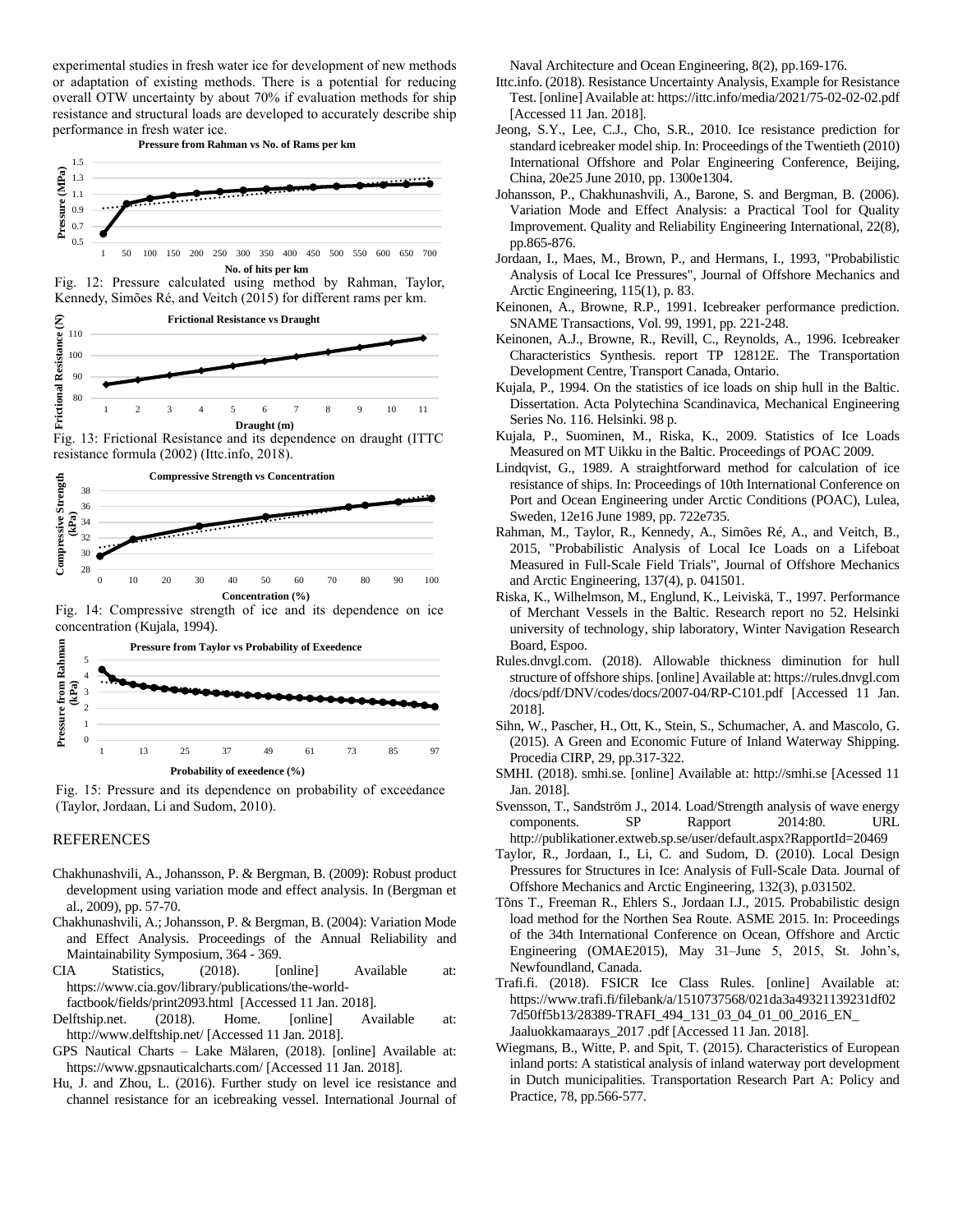experimental studies in fresh water ice for development of new methods or adaptation of existing methods. There is a potential for reducing overall OTW uncertainty by about 70% if evaluation methods for ship resistance and structural loads are developed to accurately describe ship performance in fresh water ice.

Pressure from Rahman vs No. of Rams per km

Pressure (MPa)

1.5
1.3
1.1
0.9
0.7
0.5

1 50 100 150 200 250 300 350 400 450 500 550 600 650 700

No. of hits per km

Fig. 12: Pressure calculated using method by Rahman, Taylor, Kennedy, Simões Ré, and Veitch (2015) for different rams per km.

Frictional Resistance vs Draught

Frictional Resistance (N)

110
100
90
80

1 2 3 4 5 6 7 8 9 10 11

Draught (m)

Fig. 13: Frictional Resistance and its dependence on draught (ITTC resistance formula (2002) (Ittc.info, 2018).

Compressive Strength vs Concentration

Compressive Strength (kPa)

38
36
34
32
30
28

0 10 20 30 40 50 60 70 80 90 100

Concentration (%)

Fig. 14: Compressive strength of ice and its dependence on ice concentration (Kujala, 1994).

Pressure from Taylor vs Probability of Exeedence

Pressure from Rahman (kPa)

5
4
3
2
1
0

1 13 25 37 49 61 73 85 97

Probability of exeedence (%)

Fig. 15: Pressure and its dependence on probability of exceedance (Taylor, Jordaan, Li and Sudom, 2010).

## REFERENCES

Chakhunashvili, A., Johansson, P. & Bergman, B. (2009): Robust product development using variation mode and effect analysis. In (Bergman et al., 2009), pp. 57-70.

Chakhunashvili, A.; Johansson, P. & Bergman, B. (2004): Variation Mode and Effect Analysis. Proceedings of the Annual Reliability and Maintainability Symposium, 364 - 369.

CIA Statistics, (2018). [online] Available at: https://www.cia.gov/library/publications/the-world-factbook/fields/print2093.html [Accessed 11 Jan. 2018].

Delftship.net. (2018). Home. [online] Available at: http://www.delftship.net/ [Accessed 11 Jan. 2018].

GPS Nautical Charts – Lake Mälaren, (2018). [online] Available at: https://www.gpsnauticalcharts.com/ [Accessed 11 Jan. 2018].

Hu, J. and Zhou, L. (2016). Further study on level ice resistance and channel resistance for an icebreaking vessel. International Journal of Naval Architecture and Ocean Engineering, 8(2), pp.169-176.

Ittc.info. (2018). Resistance Uncertainty Analysis, Example for Resistance Test. [online] Available at: https://ittc.info/media/2021/75-02-02-02.pdf [Accessed 11 Jan. 2018].

Jeong, S.Y., Lee, C.J., Cho, S.R., 2010. Ice resistance prediction for standard icebreaker model ship. In: Proceedings of the Twentieth (2010) International Offshore and Polar Engineering Conference, Beijing, China, 20e25 June 2010, pp. 1300e1304.

Johansson, P., Chakhunashvili, A., Barone, S. and Bergman, B. (2006). Variation Mode and Effect Analysis: a Practical Tool for Quality Improvement. Quality and Reliability Engineering International, 22(8), pp.865-876.

Jordaan, I., Maes, M., Brown, P., and Hermans, I., 1993, "Probabilistic Analysis of Local Ice Pressures", Journal of Offshore Mechanics and Arctic Engineering, 115(1), p. 83.

Keinonen, A., Browne, R.P., 1991. Icebreaker performance prediction. SNAME Transactions, Vol. 99, 1991, pp. 221-248.

Keinonen, A.J., Browne, R., Revill, C., Reynolds, A., 1996. Icebreaker Characteristics Synthesis. report TP 12812E. The Transportation Development Centre, Transport Canada, Ontario.

Kujala, P., 1994. On the statistics of ice loads on ship hull in the Baltic. Dissertation. Acta Polytechina Scandinavica, Mechanical Engineering Series No. 116. Helsinki. 98 p.

Kujala, P., Suominen, M., Riska, K., 2009. Statistics of Ice Loads Measured on MT Uikku in the Baltic. Proceedings of POAC 2009.

Lindqvist, G., 1989. A straightforward method for calculation of ice resistance of ships. In: Proceedings of 10th International Conference on Port and Ocean Engineering under Arctic Conditions (POAC), Lulea, Sweden, 12e16 June 1989, pp. 722e735.

Rahman, M., Taylor, R., Kennedy, A., Simões Ré, A., and Veitch, B., 2015, "Probabilistic Analysis of Local Ice Loads on a Lifeboat Measured in Full-Scale Field Trials", Journal of Offshore Mechanics and Arctic Engineering, 137(4), p. 041501.

Riska, K., Wilhelmson, M., Englund, K., Leiviskä, T., 1997. Performance of Merchant Vessels in the Baltic. Research report no 52. Helsinki university of technology, ship laboratory, Winter Navigation Research Board, Espoo.

Rules.dnvgl.com. (2018). Allowable thickness diminution for hull structure of offshore ships. [online] Available at: https://rules.dnvgl.com /docs/pdf/DNV/codes/docs/2007-04/RP-C101.pdf [Accessed 11 Jan. 2018].

Sihn, W., Pascher, H., Ott, K., Stein, S., Schumacher, A. and Mascolo, G. (2015). A Green and Economic Future of Inland Waterway Shipping. Procedia CIRP, 29, pp.317-322.

SMHI. (2018). smhi.se. [online] Available at: http://smhi.se [Acessed 11 Jan. 2018].

Svensson, T., Sandström J., 2014. Load/Strength analysis of wave energy components. SP Rapport 2014:80. URL http://publikationer.extweb.sp.se/user/default.aspx?RapportId=20469

Taylor, R., Jordaan, I., Li, C. and Sudom, D. (2010). Local Design Pressures for Structures in Ice: Analysis of Full-Scale Data. Journal of Offshore Mechanics and Arctic Engineering, 132(3), p.031502.

Tõns T., Freeman R., Ehlers S., Jordaan I.J., 2015. Probabilistic design load method for the Northen Sea Route. ASME 2015. In: Proceedings of the 34th International Conference on Ocean, Offshore and Arctic Engineering (OMAE2015), May 31–June 5, 2015, St. John's, Newfoundland, Canada.

Trafi.fi. (2018). FSICR Ice Class Rules. [online] Available at: https://www.trafi.fi/filebank/a/1510737568/021da3a49321139231df02 7d50ff5b13/28389-TRAFI_494_131_03_04_01_00_2016_EN_ Jaaluokkamaarays_2017 .pdf [Accessed 11 Jan. 2018].

Wiegmans, B., Witte, P. and Spit, T. (2015). Characteristics of European inland ports: A statistical analysis of inland waterway port development in Dutch municipalities. Transportation Research Part A: Policy and Practice, 78, pp.566-577.